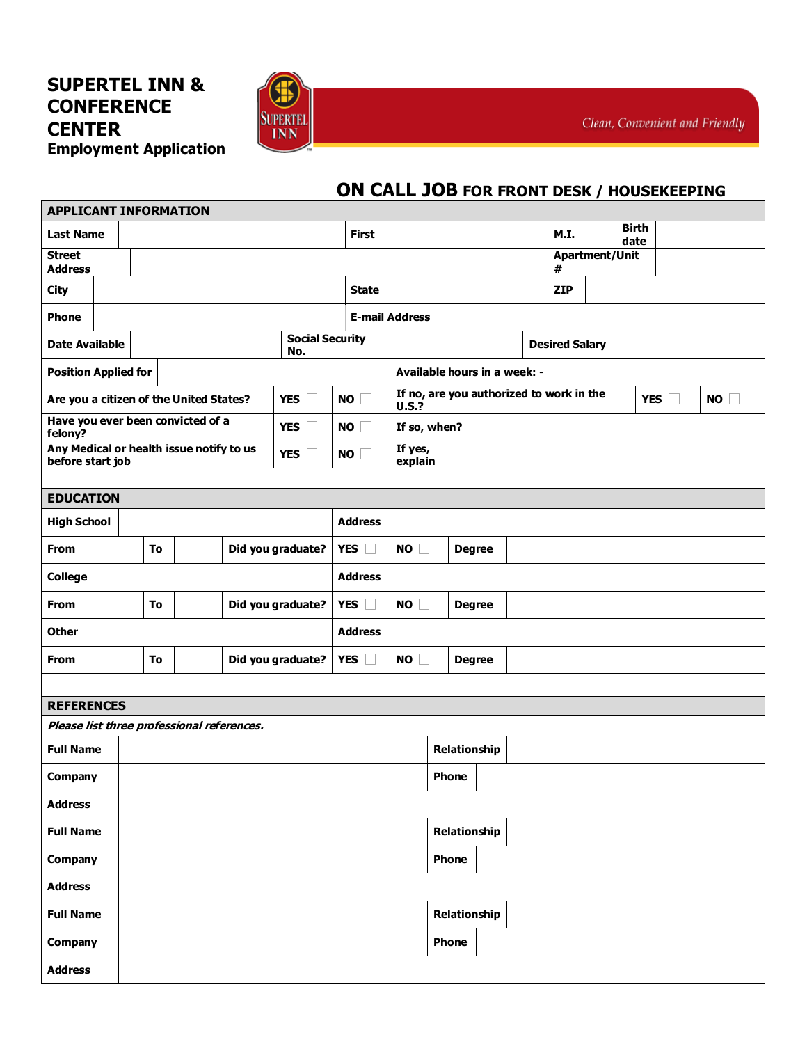# SUPERTEL INN & CONFERENCE CENTER

**Employment Application**

*Clean, Convenient and Friendly*

## ON CALL JOB FOR FRONT DESK / HOUSEKEEPING

| APPLICANT INFORMATION | | | | | |
|---|---|---|---|---|---|
| **Last Name** | | **First** | | **M.I.** | **Birth date** |
| **Street Address** | | | | **Apartment/Unit #** | |
| **City** | | **State** | | **ZIP** | |
| **Phone** | | **E-mail Address** | | | |
| **Date Available** | | **Social Security No.** | | **Desired Salary** | |
| **Position Applied for** | | **Available hours in a week: -** | | | |
| **Are you a citizen of the United States?** | **YES** ☐ **NO** ☐ | **If no, are you authorized to work in the U.S.?** | | **YES** ☐ | **NO** ☐ |
| **Have you ever been convicted of a felony?** | **YES** ☐ **NO** ☐ | **If so, when?** | | | |
| **Any Medical or health issue notify to us before start job** | **YES** ☐ **NO** ☐ | **If yes, explain** | | | |

| EDUCATION | | | | | | | |
|---|---|---|---|---|---|---|---|
| **High School** | | | | **Address** | | | |
| **From** | | **To** | | **Did you graduate?** | **YES** ☐ | **NO** ☐ | **Degree** |
| **College** | | | | **Address** | | | |
| **From** | | **To** | | **Did you graduate?** | **YES** ☐ | **NO** ☐ | **Degree** |
| **Other** | | | | **Address** | | | |
| **From** | | **To** | | **Did you graduate?** | **YES** ☐ | **NO** ☐ | **Degree** |

| REFERENCES | | | |
|---|---|---|---|
| ***Please list three professional references.*** | | | |
| **Full Name** | | **Relationship** | |
| **Company** | | **Phone** | |
| **Address** | | | |
| **Full Name** | | **Relationship** | |
| **Company** | | **Phone** | |
| **Address** | | | |
| **Full Name** | | **Relationship** | |
| **Company** | | **Phone** | |
| **Address** | | | |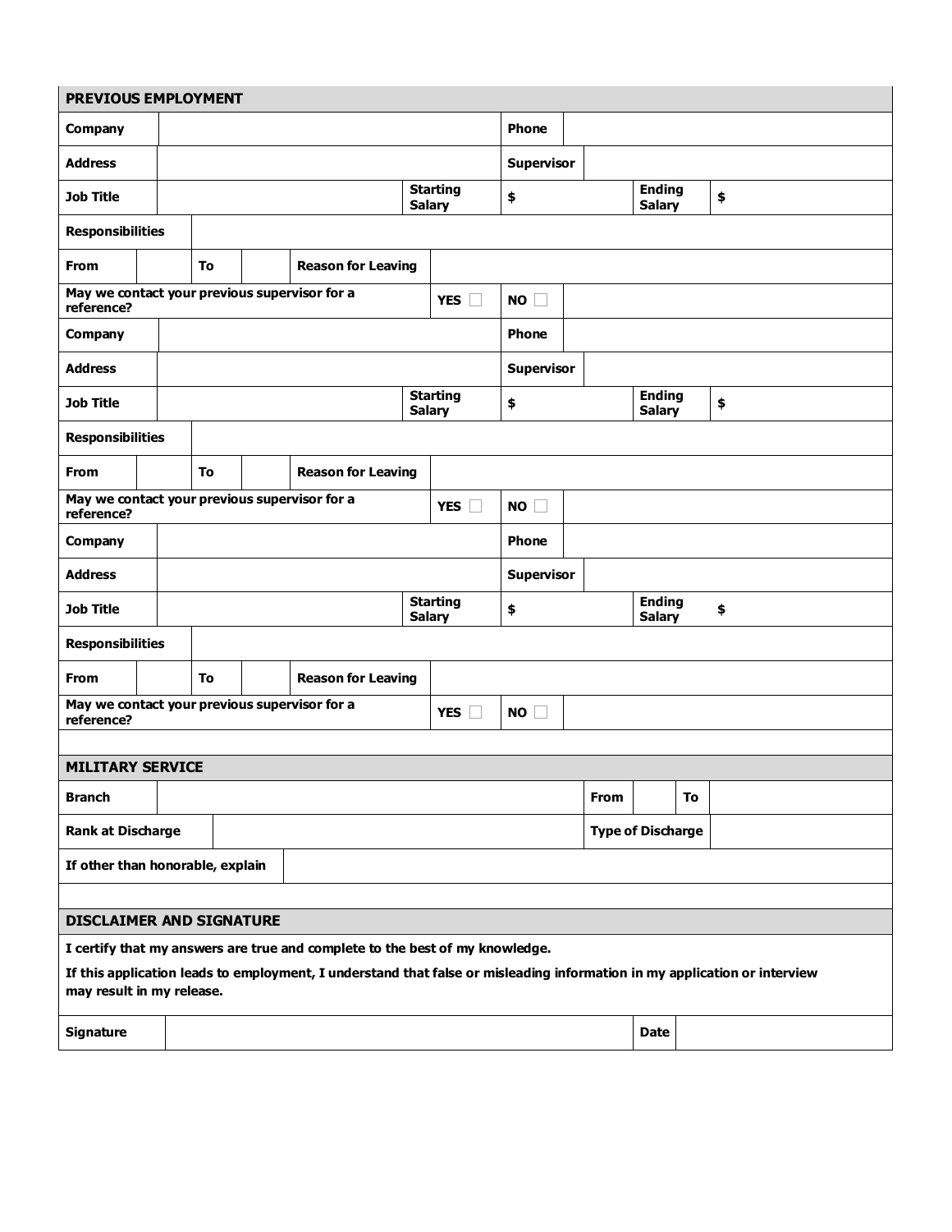## PREVIOUS EMPLOYMENT

| | | | | | | | |
|---|---|---|---|---|---|---|---|
| **Company** | | | | **Phone** | | | |
| **Address** | | | | **Supervisor** | | | |
| **Job Title** | | | **Starting Salary** | **$** | | **Ending Salary** | **$** |
| **Responsibilities** | | | | | | | |
| **From** | | **To** | | **Reason for Leaving** | | | |
| **May we contact your previous supervisor for a reference?** | | | **YES** ☐ | **NO** ☐ | | | |
| **Company** | | | | **Phone** | | | |
| **Address** | | | | **Supervisor** | | | |
| **Job Title** | | | **Starting Salary** | **$** | | **Ending Salary** | **$** |
| **Responsibilities** | | | | | | | |
| **From** | | **To** | | **Reason for Leaving** | | | |
| **May we contact your previous supervisor for a reference?** | | | **YES** ☐ | **NO** ☐ | | | |
| **Company** | | | | **Phone** | | | |
| **Address** | | | | **Supervisor** | | | |
| **Job Title** | | | **Starting Salary** | **$** | | **Ending Salary** | **$** |
| **Responsibilities** | | | | | | | |
| **From** | | **To** | | **Reason for Leaving** | | | |
| **May we contact your previous supervisor for a reference?** | | | **YES** ☐ | **NO** ☐ | | | |

## MILITARY SERVICE

| | | | | | |
|---|---|---|---|---|---|
| **Branch** | | **From** | | **To** | |
| **Rank at Discharge** | | **Type of Discharge** | | | |
| **If other than honorable, explain** | | | | | |

## DISCLAIMER AND SIGNATURE

**I certify that my answers are true and complete to the best of my knowledge.**

**If this application leads to employment, I understand that false or misleading information in my application or interview may result in my release.**

| | | | |
|---|---|---|---|
| **Signature** | | **Date** | |